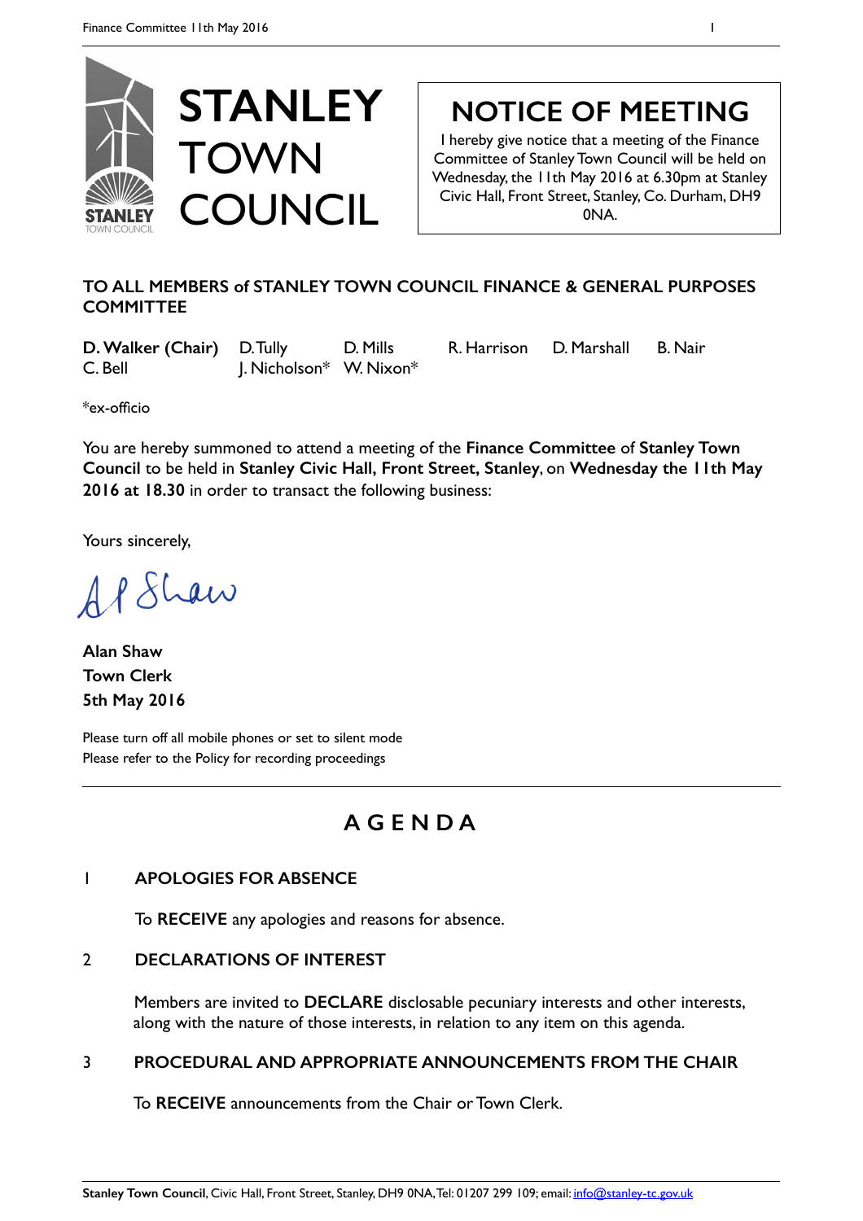# STANLEY TOWN COUNCIL

## NOTICE OF MEETING

I hereby give notice that a meeting of the Finance Committee of Stanley Town Council will be held on Wednesday, the 11th May 2016 at 6.30pm at Stanley Civic Hall, Front Street, Stanley, Co. Durham, DH9 0NA.

**TO ALL MEMBERS of STANLEY TOWN COUNCIL FINANCE & GENERAL PURPOSES COMMITTEE**

**D. Walker (Chair)** D. Tully D. Mills R. Harrison D. Marshall B. Nair
C. Bell J. Nicholson* W. Nixon*

*ex-officio

You are hereby summoned to attend a meeting of the **Finance Committee** of **Stanley Town Council** to be held in **Stanley Civic Hall, Front Street, Stanley**, on **Wednesday the 11th May 2016 at 18.30** in order to transact the following business:

Yours sincerely,

A Shaw

**Alan Shaw**
**Town Clerk**
**5th May 2016**

Please turn off all mobile phones or set to silent mode
Please refer to the Policy for recording proceedings

## AGENDA

### 1 APOLOGIES FOR ABSENCE

To **RECEIVE** any apologies and reasons for absence.

### 2 DECLARATIONS OF INTEREST

Members are invited to **DECLARE** disclosable pecuniary interests and other interests, along with the nature of those interests, in relation to any item on this agenda.

### 3 PROCEDURAL AND APPROPRIATE ANNOUNCEMENTS FROM THE CHAIR

To **RECEIVE** announcements from the Chair or Town Clerk.

**Stanley Town Council**, Civic Hall, Front Street, Stanley, DH9 0NA, Tel: 01207 299 109; email: info@stanley-tc.gov.uk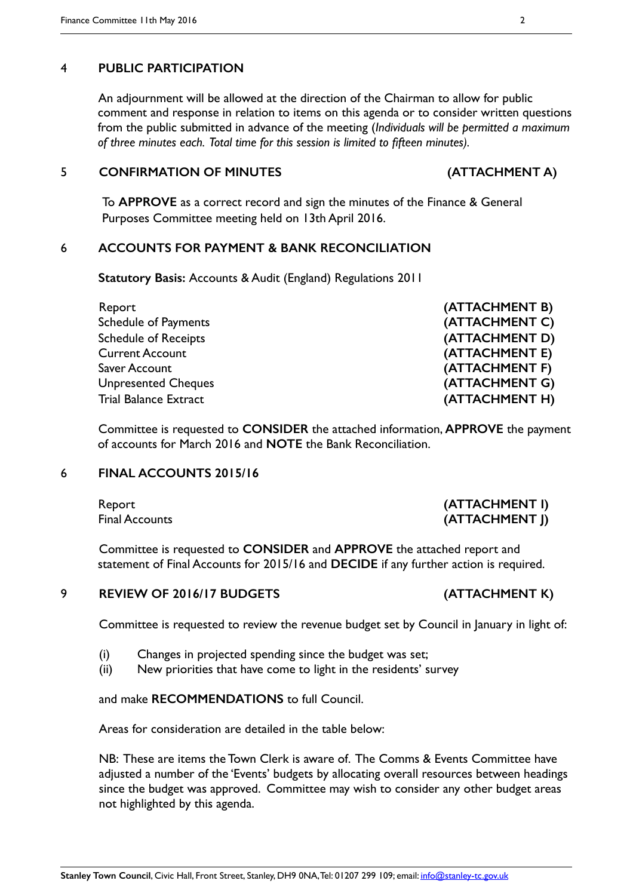## 4 PUBLIC PARTICIPATION

An adjournment will be allowed at the direction of the Chairman to allow for public comment and response in relation to items on this agenda or to consider written questions from the public submitted in advance of the meeting (*Individuals will be permitted a maximum of three minutes each. Total time for this session is limited to fifteen minutes).*

## 5 CONFIRMATION OF MINUTES **(ATTACHMENT A)**

To **APPROVE** as a correct record and sign the minutes of the Finance & General Purposes Committee meeting held on 13th April 2016.

## 6 ACCOUNTS FOR PAYMENT & BANK RECONCILIATION

**Statutory Basis:** Accounts & Audit (England) Regulations 2011

| | |
|---|---|
| Report | **(ATTACHMENT B)** |
| Schedule of Payments | **(ATTACHMENT C)** |
| Schedule of Receipts | **(ATTACHMENT D)** |
| Current Account | **(ATTACHMENT E)** |
| Saver Account | **(ATTACHMENT F)** |
| Unpresented Cheques | **(ATTACHMENT G)** |
| Trial Balance Extract | **(ATTACHMENT H)** |

Committee is requested to **CONSIDER** the attached information, **APPROVE** the payment of accounts for March 2016 and **NOTE** the Bank Reconciliation.

## 6 FINAL ACCOUNTS 2015/16

| | |
|---|---|
| Report | **(ATTACHMENT I)** |
| Final Accounts | **(ATTACHMENT J)** |

Committee is requested to **CONSIDER** and **APPROVE** the attached report and statement of Final Accounts for 2015/16 and **DECIDE** if any further action is required.

## 9 REVIEW OF 2016/17 BUDGETS **(ATTACHMENT K)**

Committee is requested to review the revenue budget set by Council in January in light of:

(i) Changes in projected spending since the budget was set;
(ii) New priorities that have come to light in the residents' survey

and make **RECOMMENDATIONS** to full Council.

Areas for consideration are detailed in the table below:

NB: These are items the Town Clerk is aware of. The Comms & Events Committee have adjusted a number of the 'Events' budgets by allocating overall resources between headings since the budget was approved. Committee may wish to consider any other budget areas not highlighted by this agenda.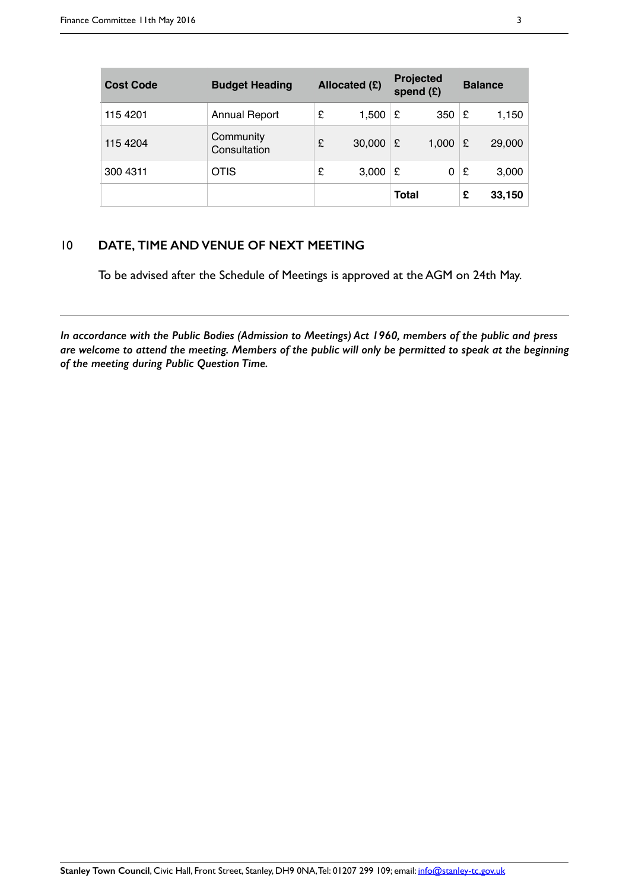| Cost Code | Budget Heading | Allocated (£) | Projected spend (£) | Balance |
|---|---|---|---|---|
| 115 4201 | Annual Report | £ 1,500 | £ 350 | £ 1,150 |
| 115 4204 | Community Consultation | £ 30,000 | £ 1,000 | £ 29,000 |
| 300 4311 | OTIS | £ 3,000 | £ 0 | £ 3,000 |
| | | | **Total** | **£ 33,150** |

## 10 DATE, TIME AND VENUE OF NEXT MEETING

To be advised after the Schedule of Meetings is approved at the AGM on 24th May.

---

***In accordance with the Public Bodies (Admission to Meetings) Act 1960, members of the public and press are welcome to attend the meeting. Members of the public will only be permitted to speak at the beginning of the meeting during Public Question Time.***

**Stanley Town Council**, Civic Hall, Front Street, Stanley, DH9 0NA, Tel: 01207 299 109; email: info@stanley-tc.gov.uk